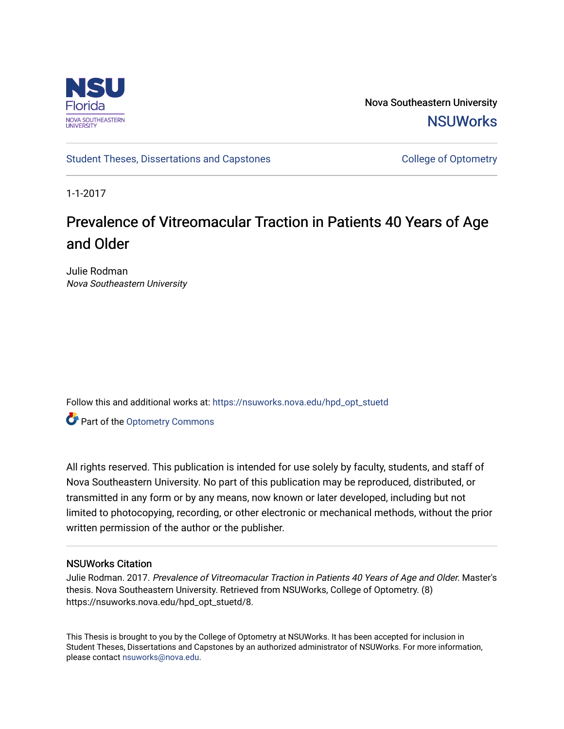Nova Southeastern University

NSUWorks

Student Theses, Dissertations and Capstones

College of Optometry

1-1-2017

# Prevalence of Vitreomacular Traction in Patients 40 Years of Age and Older

Julie Rodman
*Nova Southeastern University*

Follow this and additional works at: https://nsuworks.nova.edu/hpd_opt_stuetd

Part of the Optometry Commons

All rights reserved. This publication is intended for use solely by faculty, students, and staff of Nova Southeastern University. No part of this publication may be reproduced, distributed, or transmitted in any form or by any means, now known or later developed, including but not limited to photocopying, recording, or other electronic or mechanical methods, without the prior written permission of the author or the publisher.

## NSUWorks Citation

Julie Rodman. 2017. *Prevalence of Vitreomacular Traction in Patients 40 Years of Age and Older*. Master's thesis. Nova Southeastern University. Retrieved from NSUWorks, College of Optometry. (8) https://nsuworks.nova.edu/hpd_opt_stuetd/8.

This Thesis is brought to you by the College of Optometry at NSUWorks. It has been accepted for inclusion in Student Theses, Dissertations and Capstones by an authorized administrator of NSUWorks. For more information, please contact nsuworks@nova.edu.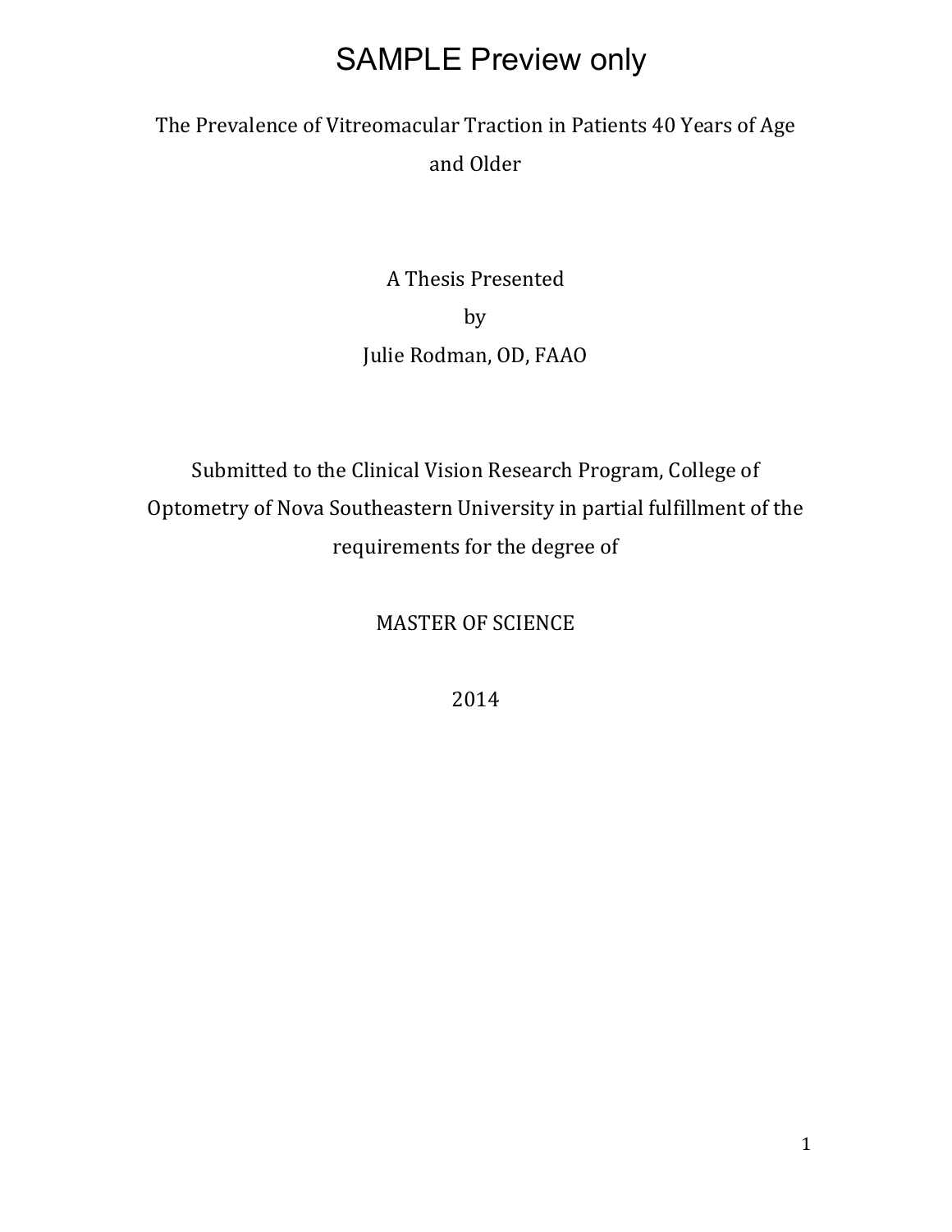SAMPLE Preview only

# The Prevalence of Vitreomacular Traction in Patients 40 Years of Age and Older

A Thesis Presented

by

Julie Rodman, OD, FAAO

Submitted to the Clinical Vision Research Program, College of Optometry of Nova Southeastern University in partial fulfillment of the requirements for the degree of

MASTER OF SCIENCE

2014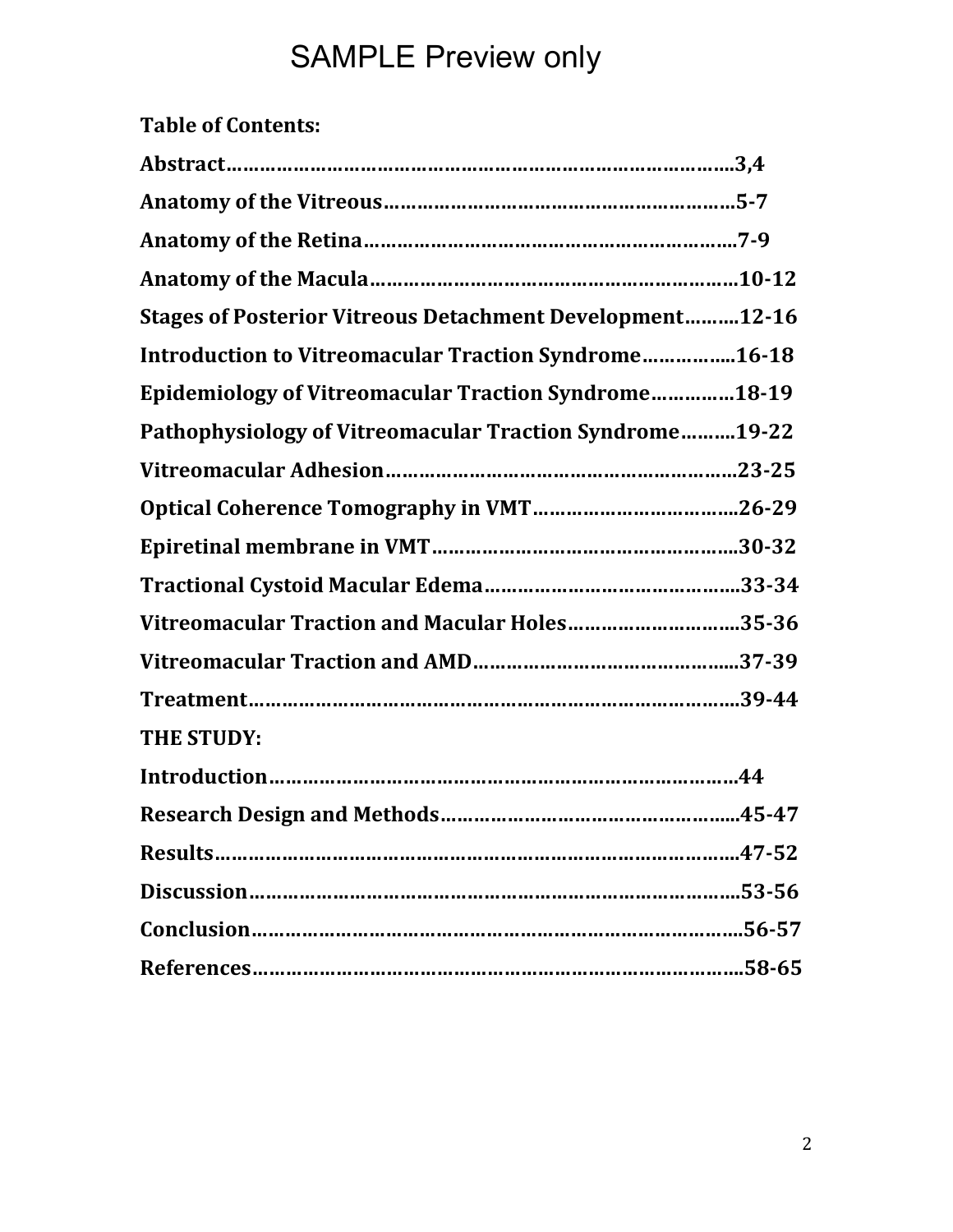SAMPLE Preview only

**Table of Contents:**

**Abstract……………………………………………………………………………3,4**

**Anatomy of the Vitreous…………………………………………………………5-7**

**Anatomy of the Retina……………………………………………………………7-9**

**Anatomy of the Macula…………………………………………………………10-12**

**Stages of Posterior Vitreous Detachment Development……….12-16**

**Introduction to Vitreomacular Traction Syndrome……………..16-18**

**Epidemiology of Vitreomacular Traction Syndrome……………18-19**

**Pathophysiology of Vitreomacular Traction Syndrome……….19-22**

**Vitreomacular Adhesion…………………………………………………….23-25**

**Optical Coherence Tomography in VMT………………………………..26-29**

**Epiretinal membrane in VMT……………………………………………...30-32**

**Tractional Cystoid Macular Edema……………………………………...33-34**

**Vitreomacular Traction and Macular Holes…………………………..35-36**

**Vitreomacular Traction and AMD………………………………………....37-39**

**Treatment…………………………………………………………………………...39-44**

**THE STUDY:**

**Introduction………………………………………………………………………..44**

**Research Design and Methods…………………………………………......45-47**

**Results……………………………………………………………………………....47-52**

**Discussion………………………………………………………………………….53-56**

**Conclusion………………………………………………………………………....56-57**

**References…………………………………………………………………………..58-65**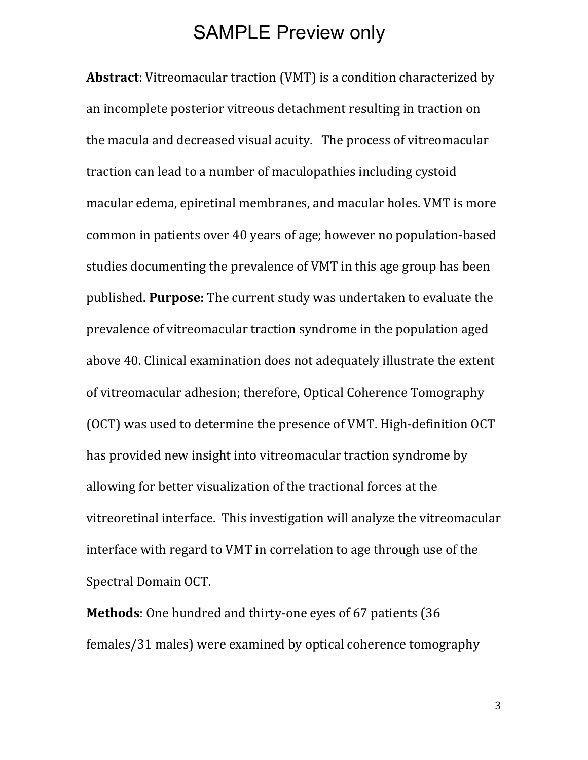**Abstract**: Vitreomacular traction (VMT) is a condition characterized by an incomplete posterior vitreous detachment resulting in traction on the macula and decreased visual acuity. The process of vitreomacular traction can lead to a number of maculopathies including cystoid macular edema, epiretinal membranes, and macular holes. VMT is more common in patients over 40 years of age; however no population-based studies documenting the prevalence of VMT in this age group has been published. **Purpose:** The current study was undertaken to evaluate the prevalence of vitreomacular traction syndrome in the population aged above 40. Clinical examination does not adequately illustrate the extent of vitreomacular adhesion; therefore, Optical Coherence Tomography (OCT) was used to determine the presence of VMT. High-definition OCT has provided new insight into vitreomacular traction syndrome by allowing for better visualization of the tractional forces at the vitreoretinal interface. This investigation will analyze the vitreomacular interface with regard to VMT in correlation to age through use of the Spectral Domain OCT.

**Methods**: One hundred and thirty-one eyes of 67 patients (36 females/31 males) were examined by optical coherence tomography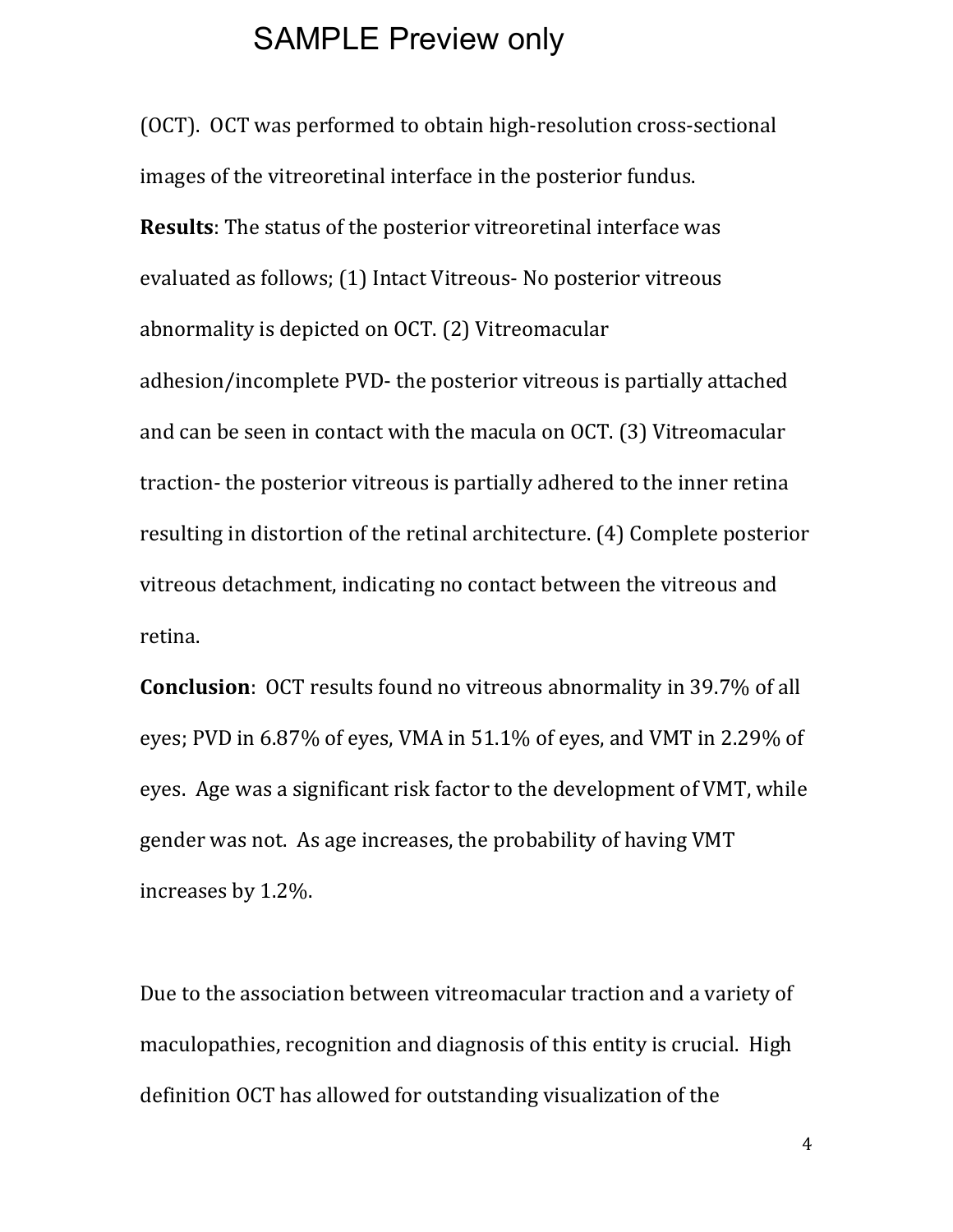(OCT). OCT was performed to obtain high-resolution cross-sectional images of the vitreoretinal interface in the posterior fundus.

**Results**: The status of the posterior vitreoretinal interface was evaluated as follows; (1) Intact Vitreous- No posterior vitreous abnormality is depicted on OCT. (2) Vitreomacular adhesion/incomplete PVD- the posterior vitreous is partially attached and can be seen in contact with the macula on OCT. (3) Vitreomacular traction- the posterior vitreous is partially adhered to the inner retina resulting in distortion of the retinal architecture. (4) Complete posterior vitreous detachment, indicating no contact between the vitreous and retina.

**Conclusion**: OCT results found no vitreous abnormality in 39.7% of all eyes; PVD in 6.87% of eyes, VMA in 51.1% of eyes, and VMT in 2.29% of eyes. Age was a significant risk factor to the development of VMT, while gender was not. As age increases, the probability of having VMT increases by 1.2%.

Due to the association between vitreomacular traction and a variety of maculopathies, recognition and diagnosis of this entity is crucial. High definition OCT has allowed for outstanding visualization of the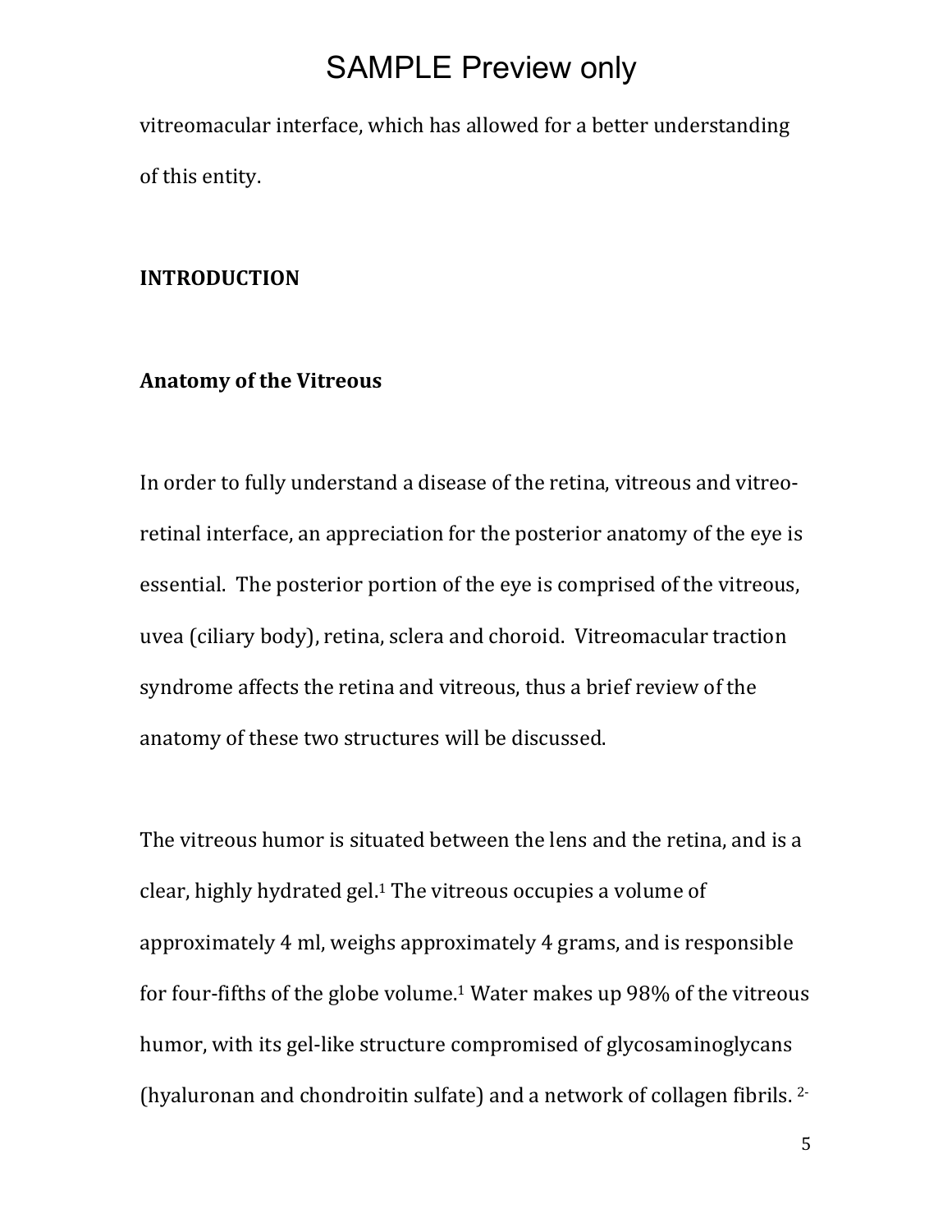vitreomacular interface, which has allowed for a better understanding of this entity.

## INTRODUCTION

### Anatomy of the Vitreous

In order to fully understand a disease of the retina, vitreous and vitreo-retinal interface, an appreciation for the posterior anatomy of the eye is essential. The posterior portion of the eye is comprised of the vitreous, uvea (ciliary body), retina, sclera and choroid. Vitreomacular traction syndrome affects the retina and vitreous, thus a brief review of the anatomy of these two structures will be discussed.

The vitreous humor is situated between the lens and the retina, and is a clear, highly hydrated gel.[1] The vitreous occupies a volume of approximately 4 ml, weighs approximately 4 grams, and is responsible for four-fifths of the globe volume.[1] Water makes up 98% of the vitreous humor, with its gel-like structure compromised of glycosaminoglycans (hyaluronan and chondroitin sulfate) and a network of collagen fibrils. [2-